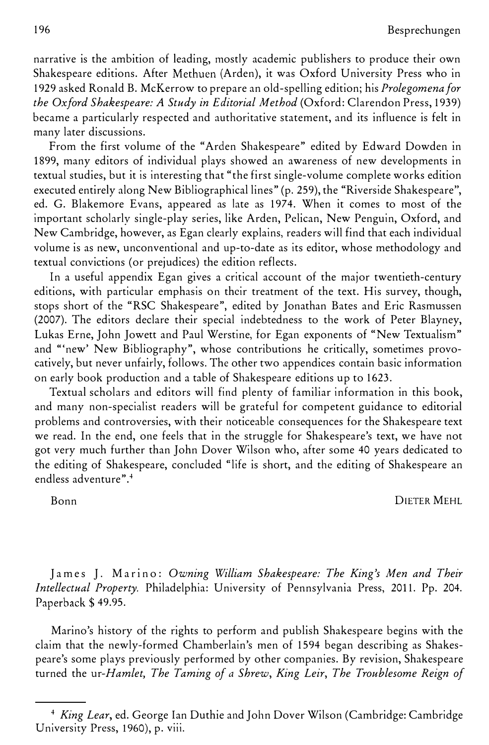narrative is the ambition of leading, mostly academic publishers to produce their own Shakespeare editions. After Methuen (Arden), it was Oxford University Press who in 1929 asked Ronald B. McKerrow to prepare an old-spelling edition; his *Prolegomena for the Oxford Shakespeare: A Study in Editorial Method* (Oxford: Clarendon Press, 1939) became a particularly respected and authoritative statement, and its influence is felt in many later discussions.

From the first volume of the "Arden Shakespeare" edited by Edward Dowden in 1899, many editors of individual plays showed an awareness of new developments in textual studies, but it is interesting that "the first single-volume complete works edition executed entirely along New Bibliographical lines" (p. 259), the "Riverside Shakespeare", ed. G. Blakemore Evans, appeared as late as 1974. When it comes to most of the important scholarly single-play series, like Arden, Pelican, New Penguin, Oxford, and New Cambridge, however, as Egan clearly explains, readers will find that each individual volume is as new, unconventional and up-to-date as its editor, whose methodology and textual convictions (or prejudices) the edition reflects.

In a useful appendix Egan gives a critical account of the major twentieth-century editions, with particular emphasis on their treatment of the text. His survey, though, stops short of the "RSC Shakespeare", edited by Jonathan Bates and Eric Rasmussen (2007). The editors declare their special indebtedness to the work of Peter Blayney, Lukas Erne, John Jowett and Paul Werstine, for Egan exponents of "New Textualism" and "'new' New Bibliography", whose contributions he critically, sometimes provocatively, but never unfairly, follows. The other two appendices contain basic information on early book production and a table of Shakespeare editions up to 1623.

Textual scholars and editors will find plenty of familiar information in this book, and many non-specialist readers will be grateful for competent guidance to editorial problems and controversies, with their noticeable consequences for the Shakespeare text we read. In the end, one feels that in the struggle for Shakespeare's text, we have not got very much further than John Dover Wilson who, after some 40 years dedicated to the editing of Shakespeare, concluded "life is short, and the editing of Shakespeare an endless adventure".[4]

Bonn — DIETER MEHL

James J. Marino: *Owning William Shakespeare: The King's Men and Their Intellectual Property.* Philadelphia: University of Pennsylvania Press, 2011. Pp. 204. Paperback $ 49.95.

Marino's history of the rights to perform and publish Shakespeare begins with the claim that the newly-formed Chamberlain's men of 1594 began describing as Shakespeare's some plays previously performed by other companies. By revision, Shakespeare turned the ur-*Hamlet, The Taming of a Shrew, King Leir, The Troublesome Reign of*

---

[4] *King Lear*, ed. George Ian Duthie and John Dover Wilson (Cambridge: Cambridge University Press, 1960), p. viii.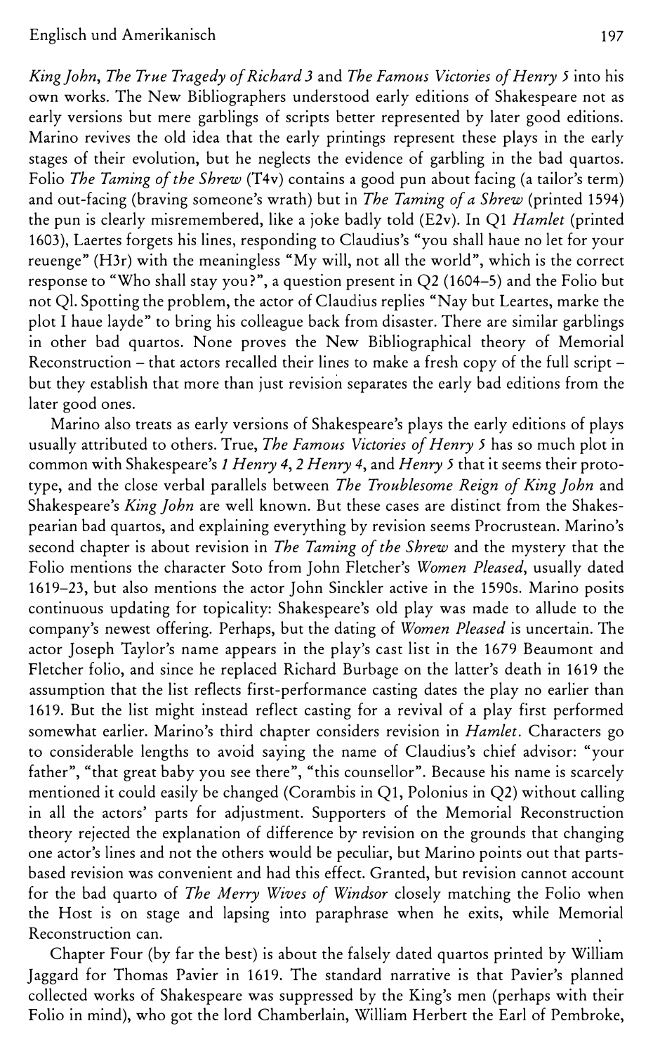*King John*, *The True Tragedy of Richard 3* and *The Famous Victories of Henry 5* into his own works. The New Bibliographers understood early editions of Shakespeare not as early versions but mere garblings of scripts better represented by later good editions. Marino revives the old idea that the early printings represent these plays in the early stages of their evolution, but he neglects the evidence of garbling in the bad quartos. Folio *The Taming of the Shrew* (T4v) contains a good pun about facing (a tailor's term) and out-facing (braving someone's wrath) but in *The Taming of a Shrew* (printed 1594) the pun is clearly misremembered, like a joke badly told (E2v). In Q1 *Hamlet* (printed 1603), Laertes forgets his lines, responding to Claudius's "you shall haue no let for your reuenge" (H3r) with the meaningless "My will, not all the world", which is the correct response to "Who shall stay you?", a question present in Q2 (1604–5) and the Folio but not Ql. Spotting the problem, the actor of Claudius replies "Nay but Leartes, marke the plot I haue layde" to bring his colleague back from disaster. There are similar garblings in other bad quartos. None proves the New Bibliographical theory of Memorial Reconstruction – that actors recalled their lines to make a fresh copy of the full script – but they establish that more than just revision separates the early bad editions from the later good ones.

Marino also treats as early versions of Shakespeare's plays the early editions of plays usually attributed to others. True, *The Famous Victories of Henry 5* has so much plot in common with Shakespeare's *1 Henry 4*, *2 Henry 4*, and *Henry 5* that it seems their prototype, and the close verbal parallels between *The Troublesome Reign of King John* and Shakespeare's *King John* are well known. But these cases are distinct from the Shakespearian bad quartos, and explaining everything by revision seems Procrustean. Marino's second chapter is about revision in *The Taming of the Shrew* and the mystery that the Folio mentions the character Soto from John Fletcher's *Women Pleased*, usually dated 1619–23, but also mentions the actor John Sinckler active in the 1590s. Marino posits continuous updating for topicality: Shakespeare's old play was made to allude to the company's newest offering. Perhaps, but the dating of *Women Pleased* is uncertain. The actor Joseph Taylor's name appears in the play's cast list in the 1679 Beaumont and Fletcher folio, and since he replaced Richard Burbage on the latter's death in 1619 the assumption that the list reflects first-performance casting dates the play no earlier than 1619. But the list might instead reflect casting for a revival of a play first performed somewhat earlier. Marino's third chapter considers revision in *Hamlet*. Characters go to considerable lengths to avoid saying the name of Claudius's chief advisor: "your father", "that great baby you see there", "this counsellor". Because his name is scarcely mentioned it could easily be changed (Corambis in Q1, Polonius in Q2) without calling in all the actors' parts for adjustment. Supporters of the Memorial Reconstruction theory rejected the explanation of difference by revision on the grounds that changing one actor's lines and not the others would be peculiar, but Marino points out that parts-based revision was convenient and had this effect. Granted, but revision cannot account for the bad quarto of *The Merry Wives of Windsor* closely matching the Folio when the Host is on stage and lapsing into paraphrase when he exits, while Memorial Reconstruction can.

Chapter Four (by far the best) is about the falsely dated quartos printed by William Jaggard for Thomas Pavier in 1619. The standard narrative is that Pavier's planned collected works of Shakespeare was suppressed by the King's men (perhaps with their Folio in mind), who got the lord Chamberlain, William Herbert the Earl of Pembroke,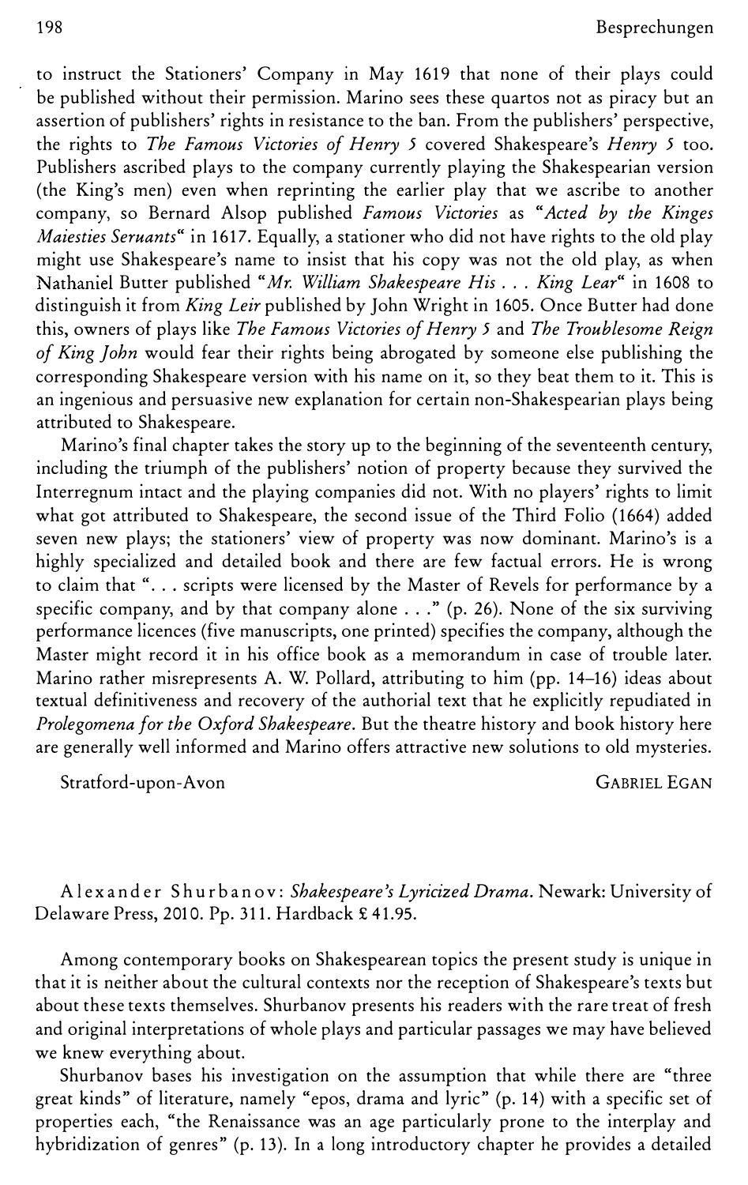to instruct the Stationers' Company in May 1619 that none of their plays could be published without their permission. Marino sees these quartos not as piracy but an assertion of publishers' rights in resistance to the ban. From the publishers' perspective, the rights to *The Famous Victories of Henry 5* covered Shakespeare's *Henry 5* too. Publishers ascribed plays to the company currently playing the Shakespearian version (the King's men) even when reprinting the earlier play that we ascribe to another company, so Bernard Alsop published *Famous Victories* as "*Acted by the Kinges Maiesties Seruants*" in 1617. Equally, a stationer who did not have rights to the old play might use Shakespeare's name to insist that his copy was not the old play, as when Nathaniel Butter published "*Mr. William Shakespeare His . . . King Lear*" in 1608 to distinguish it from *King Leir* published by John Wright in 1605. Once Butter had done this, owners of plays like *The Famous Victories of Henry 5* and *The Troublesome Reign of King John* would fear their rights being abrogated by someone else publishing the corresponding Shakespeare version with his name on it, so they beat them to it. This is an ingenious and persuasive new explanation for certain non-Shakespearian plays being attributed to Shakespeare.

Marino's final chapter takes the story up to the beginning of the seventeenth century, including the triumph of the publishers' notion of property because they survived the Interregnum intact and the playing companies did not. With no players' rights to limit what got attributed to Shakespeare, the second issue of the Third Folio (1664) added seven new plays; the stationers' view of property was now dominant. Marino's is a highly specialized and detailed book and there are few factual errors. He is wrong to claim that ". . . scripts were licensed by the Master of Revels for performance by a specific company, and by that company alone . . ." (p. 26). None of the six surviving performance licences (five manuscripts, one printed) specifies the company, although the Master might record it in his office book as a memorandum in case of trouble later. Marino rather misrepresents A. W. Pollard, attributing to him (pp. 14–16) ideas about textual definitiveness and recovery of the authorial text that he explicitly repudiated in *Prolegomena for the Oxford Shakespeare*. But the theatre history and book history here are generally well informed and Marino offers attractive new solutions to old mysteries.

Stratford-upon-Avon GABRIEL EGAN

Alexander Shurbanov: *Shakespeare's Lyricized Drama*. Newark: University of Delaware Press, 2010. Pp. 311. Hardback £ 41.95.

Among contemporary books on Shakespearean topics the present study is unique in that it is neither about the cultural contexts nor the reception of Shakespeare's texts but about these texts themselves. Shurbanov presents his readers with the rare treat of fresh and original interpretations of whole plays and particular passages we may have believed we knew everything about.

Shurbanov bases his investigation on the assumption that while there are "three great kinds" of literature, namely "epos, drama and lyric" (p. 14) with a specific set of properties each, "the Renaissance was an age particularly prone to the interplay and hybridization of genres" (p. 13). In a long introductory chapter he provides a detailed